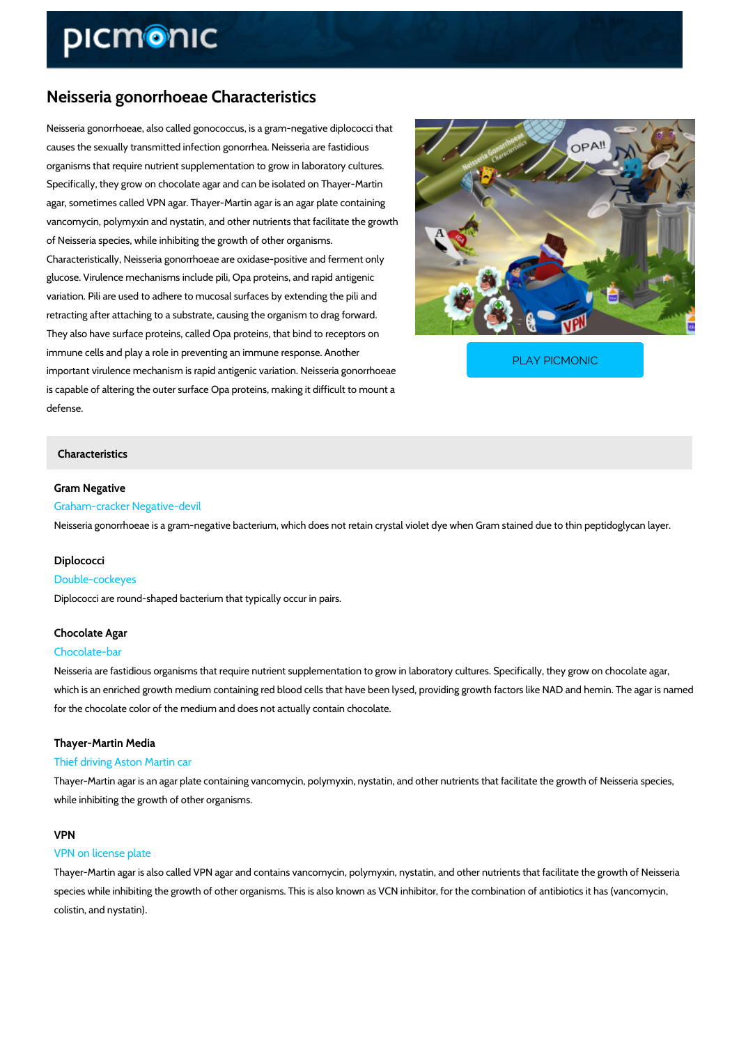# Neisseria gonorrhoeae Characteristics

Neisseria gonorrhoeae, also called gonococcus, is a gram-negative diplococci that causes the sexually transmitted infection gonorrhea. Neisseria are fastidious organisms that require nutrient supplementation to grow in laboratory cultures. Specifically, they grow on chocolate agar and can be isolated on Thayer-Martin agar, sometimes called VPN agar. Thayer-Martin agar is an agar plate containing vancomycin, polymyxin and nystatin, and other nutrients that facilitate the growth of Neisseria species, while inhibiting the growth of other organisms. Characteristically, Neisseria gonorrhoeae are oxidase-positive and ferment only glucose. Virulence mechanisms include pili, Opa proteins, and rapid antigenic variation. Pili are used to adhere to mucosal surfaces by extending the pili and retracting after attaching to a substrate, causing the organism to drag forward. They also have surface proteins, called Opa proteins, that bind to receptors on immune cells and play a role in preventing an immune response. Another important virulence mechanism is rapid antigenic variation. Neisseria gonorrhoeae is capable of altering the outer surface Opa proteins, making it difficult to mount a defense.

PLAY PICMONIC

## Characteristics

### Gram Negative

Graham-cracker Negative-devil

Neisseria gonorrhoeae is a gram-negative bacterium, which does not retain crystal violet dye when Gram stained due to thin peptidoglycan layer.

### Diplococci

Double-cockeyes

Diplococci are round-shaped bacterium that typically occur in pairs.

### Chocolate Agar

Chocolate-bar

Neisseria are fastidious organisms that require nutrient supplementation to grow in laboratory cultures. Specifically, they grow on chocolate agar, which is an enriched growth medium containing red blood cells that have been lysed, providing growth factors like NAD and hemin. The agar is named for the chocolate color of the medium and does not actually contain chocolate.

### Thayer-Martin Media

Thief driving Aston Martin car

Thayer-Martin agar is an agar plate containing vancomycin, polymyxin, nystatin, and other nutrients that facilitate the growth of Neisseria species, while inhibiting the growth of other organisms.

### VPN

VPN on license plate

Thayer-Martin agar is also called VPN agar and contains vancomycin, polymyxin, nystatin, and other nutrients that facilitate the growth of Neisseria species while inhibiting the growth of other organisms. This is also known as VCN inhibitor, for the combination of antibiotics it has (vancomycin, colistin, and nystatin).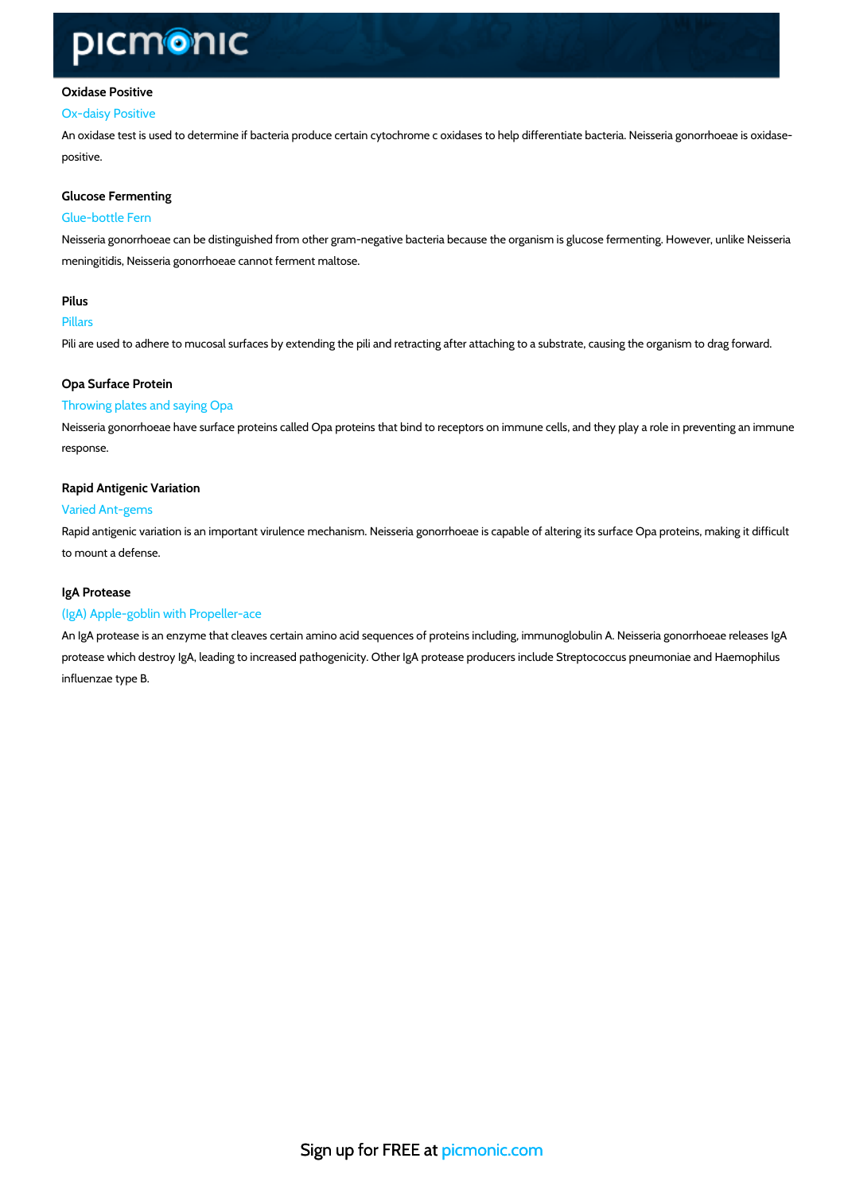### Oxidase Positive

Ox-daisy Positive

An oxidase test is used to determine if bacteria produce certain cytochrome c oxidases to help differentiate bacteria. Neisseria gonorrhoeae is oxidase-positive.

### Glucose Fermenting

Glue-bottle Fern

Neisseria gonorrhoeae can be distinguished from other gram-negative bacteria because the organism is glucose fermenting. However, unlike Neisseria meningitidis, Neisseria gonorrhoeae cannot ferment maltose.

### Pilus

Pillars

Pili are used to adhere to mucosal surfaces by extending the pili and retracting after attaching to a substrate, causing the organism to drag forward.

### Opa Surface Protein

Throwing plates and saying Opa

Neisseria gonorrhoeae have surface proteins called Opa proteins that bind to receptors on immune cells, and they play a role in preventing an immune response.

### Rapid Antigenic Variation

Varied Ant-gems

Rapid antigenic variation is an important virulence mechanism. Neisseria gonorrhoeae is capable of altering its surface Opa proteins, making it difficult to mount a defense.

### IgA Protease

(IgA) Apple-goblin with Propeller-ace

An IgA protease is an enzyme that cleaves certain amino acid sequences of proteins including, immunoglobulin A. Neisseria gonorrhoeae releases IgA protease which destroy IgA, leading to increased pathogenicity. Other IgA protease producers include Streptococcus pneumoniae and Haemophilus influenzae type B.